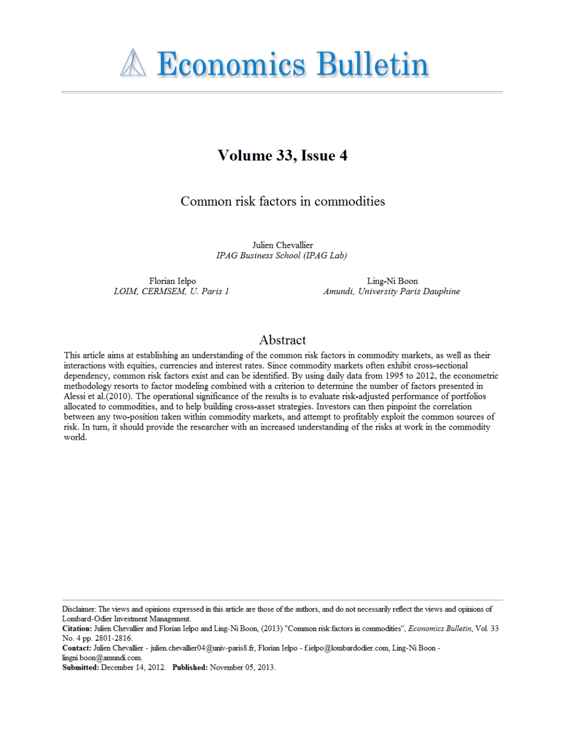# Economics Bulletin

## Volume 33, Issue 4

# Common risk factors in commodities

Julien Chevallier
*IPAG Business School (IPAG Lab)*

Florian Ielpo
*LOIM, CERMSEM, U. Paris 1*

Ling-Ni Boon
*Amundi, University Paris Dauphine*

## Abstract

This article aims at establishing an understanding of the common risk factors in commodity markets, as well as their interactions with equities, currencies and interest rates. Since commodity markets often exhibit cross-sectional dependency, common risk factors exist and can be identified. By using daily data from 1995 to 2012, the econometric methodology resorts to factor modeling combined with a criterion to determine the number of factors presented in Alessi et al.(2010). The operational significance of the results is to evaluate risk-adjusted performance of portfolios allocated to commodities, and to help building cross-asset strategies. Investors can then pinpoint the correlation between any two-position taken within commodity markets, and attempt to profitably exploit the common sources of risk. In turn, it should provide the researcher with an increased understanding of the risks at work in the commodity world.

---

Disclaimer: The views and opinions expressed in this article are those of the authors, and do not necessarily reflect the views and opinions of Lombard-Odier Investment Management.

**Citation:** Julien Chevallier and Florian Ielpo and Ling-Ni Boon, (2013) "Common risk factors in commodities", *Economics Bulletin*, Vol. 33 No. 4 pp. 2801-2816.

**Contact:** Julien Chevallier - julien.chevallier04@univ-paris8.fr, Florian Ielpo - f.ielpo@lombardodier.com, Ling-Ni Boon - lingni.boon@amundi.com.

**Submitted:** December 14, 2012. **Published:** November 05, 2013.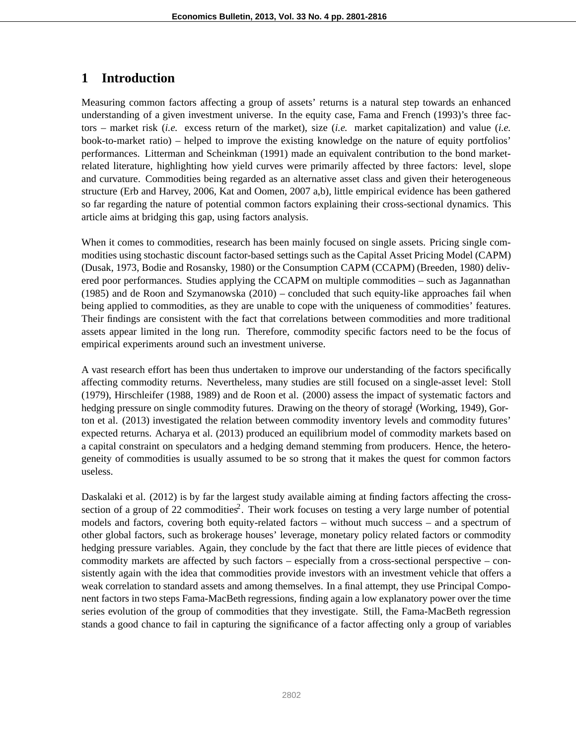# 1 Introduction

Measuring common factors affecting a group of assets' returns is a natural step towards an enhanced understanding of a given investment universe. In the equity case, Fama and French (1993)'s three factors – market risk (*i.e.* excess return of the market), size (*i.e.* market capitalization) and value (*i.e.* book-to-market ratio) – helped to improve the existing knowledge on the nature of equity portfolios' performances. Litterman and Scheinkman (1991) made an equivalent contribution to the bond market-related literature, highlighting how yield curves were primarily affected by three factors: level, slope and curvature. Commodities being regarded as an alternative asset class and given their heterogeneous structure (Erb and Harvey, 2006, Kat and Oomen, 2007 a,b), little empirical evidence has been gathered so far regarding the nature of potential common factors explaining their cross-sectional dynamics. This article aims at bridging this gap, using factors analysis.

When it comes to commodities, research has been mainly focused on single assets. Pricing single commodities using stochastic discount factor-based settings such as the Capital Asset Pricing Model (CAPM) (Dusak, 1973, Bodie and Rosansky, 1980) or the Consumption CAPM (CCAPM) (Breeden, 1980) delivered poor performances. Studies applying the CCAPM on multiple commodities – such as Jagannathan (1985) and de Roon and Szymanowska (2010) – concluded that such equity-like approaches fail when being applied to commodities, as they are unable to cope with the uniqueness of commodities' features. Their findings are consistent with the fact that correlations between commodities and more traditional assets appear limited in the long run. Therefore, commodity specific factors need to be the focus of empirical experiments around such an investment universe.

A vast research effort has been thus undertaken to improve our understanding of the factors specifically affecting commodity returns. Nevertheless, many studies are still focused on a single-asset level: Stoll (1979), Hirschleifer (1988, 1989) and de Roon et al. (2000) assess the impact of systematic factors and hedging pressure on single commodity futures. Drawing on the theory of storage[1] (Working, 1949), Gorton et al. (2013) investigated the relation between commodity inventory levels and commodity futures' expected returns. Acharya et al. (2013) produced an equilibrium model of commodity markets based on a capital constraint on speculators and a hedging demand stemming from producers. Hence, the heterogeneity of commodities is usually assumed to be so strong that it makes the quest for common factors useless.

Daskalaki et al. (2012) is by far the largest study available aiming at finding factors affecting the cross-section of a group of 22 commodities[2]. Their work focuses on testing a very large number of potential models and factors, covering both equity-related factors – without much success – and a spectrum of other global factors, such as brokerage houses' leverage, monetary policy related factors or commodity hedging pressure variables. Again, they conclude by the fact that there are little pieces of evidence that commodity markets are affected by such factors – especially from a cross-sectional perspective – consistently again with the idea that commodities provide investors with an investment vehicle that offers a weak correlation to standard assets and among themselves. In a final attempt, they use Principal Component factors in two steps Fama-MacBeth regressions, finding again a low explanatory power over the time series evolution of the group of commodities that they investigate. Still, the Fama-MacBeth regression stands a good chance to fail in capturing the significance of a factor affecting only a group of variables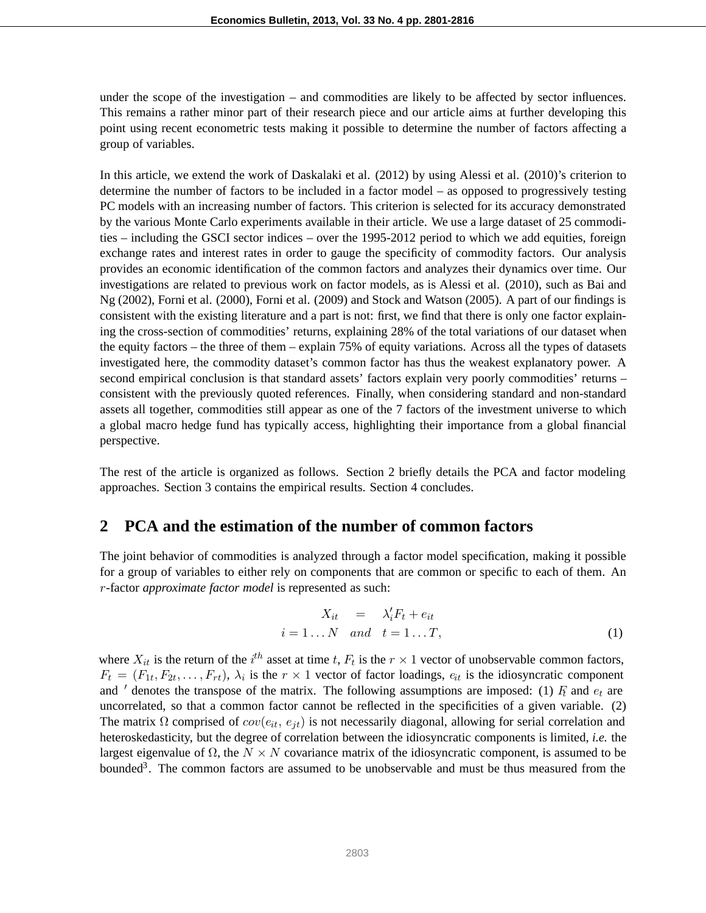under the scope of the investigation – and commodities are likely to be affected by sector influences. This remains a rather minor part of their research piece and our article aims at further developing this point using recent econometric tests making it possible to determine the number of factors affecting a group of variables.

In this article, we extend the work of Daskalaki et al. (2012) by using Alessi et al. (2010)'s criterion to determine the number of factors to be included in a factor model – as opposed to progressively testing PC models with an increasing number of factors. This criterion is selected for its accuracy demonstrated by the various Monte Carlo experiments available in their article. We use a large dataset of 25 commodities – including the GSCI sector indices – over the 1995-2012 period to which we add equities, foreign exchange rates and interest rates in order to gauge the specificity of commodity factors. Our analysis provides an economic identification of the common factors and analyzes their dynamics over time. Our investigations are related to previous work on factor models, as is Alessi et al. (2010), such as Bai and Ng (2002), Forni et al. (2000), Forni et al. (2009) and Stock and Watson (2005). A part of our findings is consistent with the existing literature and a part is not: first, we find that there is only one factor explaining the cross-section of commodities' returns, explaining 28% of the total variations of our dataset when the equity factors – the three of them – explain 75% of equity variations. Across all the types of datasets investigated here, the commodity dataset's common factor has thus the weakest explanatory power. A second empirical conclusion is that standard assets' factors explain very poorly commodities' returns – consistent with the previously quoted references. Finally, when considering standard and non-standard assets all together, commodities still appear as one of the 7 factors of the investment universe to which a global macro hedge fund has typically access, highlighting their importance from a global financial perspective.

The rest of the article is organized as follows. Section 2 briefly details the PCA and factor modeling approaches. Section 3 contains the empirical results. Section 4 concludes.

## 2 PCA and the estimation of the number of common factors

The joint behavior of commodities is analyzed through a factor model specification, making it possible for a group of variables to either rely on components that are common or specific to each of them. An $r$-factor *approximate factor model* is represented as such:

$$
\begin{aligned}
X_{it} &= \lambda_i' F_t + e_{it} \\
i = 1 \dots N \quad &and \quad t = 1 \dots T,
\end{aligned}
\tag{1}
$$

where $X_{it}$ is the return of the $i^{th}$ asset at time $t$, $F_t$ is the $r \times 1$ vector of unobservable common factors, $F_t = (F_{1t}, F_{2t}, \dots, F_{rt})$, $\lambda_i$ is the $r \times 1$ vector of factor loadings, $e_{it}$ is the idiosyncratic component and $'$ denotes the transpose of the matrix. The following assumptions are imposed: (1) $F_t$ and $e_t$ are uncorrelated, so that a common factor cannot be reflected in the specificities of a given variable. (2) The matrix $\Omega$ comprised of $cov(e_{it}, e_{jt})$ is not necessarily diagonal, allowing for serial correlation and heteroskedasticity, but the degree of correlation between the idiosyncratic components is limited, *i.e.* the largest eigenvalue of $\Omega$, the $N \times N$ covariance matrix of the idiosyncratic component, is assumed to be bounded[3]. The common factors are assumed to be unobservable and must be thus measured from the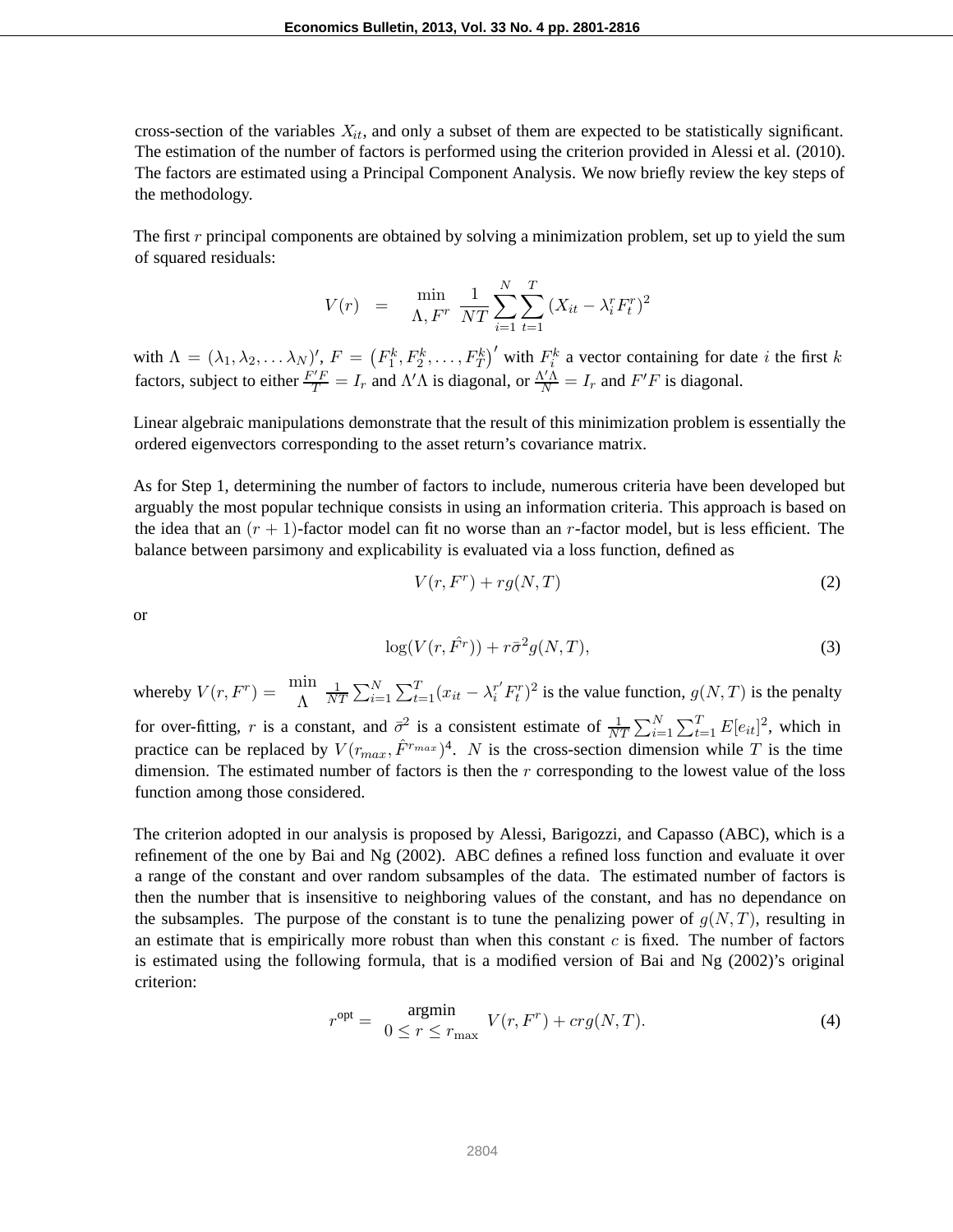cross-section of the variables $X_{it}$, and only a subset of them are expected to be statistically significant. The estimation of the number of factors is performed using the criterion provided in Alessi et al. (2010). The factors are estimated using a Principal Component Analysis. We now briefly review the key steps of the methodology.

The first $r$ principal components are obtained by solving a minimization problem, set up to yield the sum of squared residuals:

$$V(r) \quad = \quad \min_{\Lambda, F^r} \frac{1}{NT} \sum_{i=1}^{N} \sum_{t=1}^{T} (X_{it} - \lambda_i^r F_t^r)^2$$

with $\Lambda = (\lambda_1, \lambda_2, \ldots \lambda_N)'$, $F = \left(F_1^k, F_2^k, \ldots, F_T^k\right)'$ with $F_i^k$ a vector containing for date $i$ the first $k$ factors, subject to either $\frac{F'F}{T} = I_r$ and $\Lambda'\Lambda$ is diagonal, or $\frac{\Lambda'\Lambda}{N} = I_r$ and $F'F$ is diagonal.

Linear algebraic manipulations demonstrate that the result of this minimization problem is essentially the ordered eigenvectors corresponding to the asset return's covariance matrix.

As for Step 1, determining the number of factors to include, numerous criteria have been developed but arguably the most popular technique consists in using an information criteria. This approach is based on the idea that an $(r+1)$-factor model can fit no worse than an $r$-factor model, but is less efficient. The balance between parsimony and explicability is evaluated via a loss function, defined as

$$V(r, F^r) + rg(N, T) \tag{2}$$

or

$$\log(V(r, \hat{F^r})) + r\bar{\sigma}^2 g(N, T), \tag{3}$$

whereby $V(r, F^r) = \min_{\Lambda} \frac{1}{NT} \sum_{i=1}^{N} \sum_{t=1}^{T} (x_{it} - \lambda_i^{r'} F_t^r)^2$ is the value function, $g(N, T)$ is the penalty for over-fitting, $r$ is a constant, and $\bar{\sigma}^2$ is a consistent estimate of $\frac{1}{NT} \sum_{i=1}^{N} \sum_{t=1}^{T} E[e_{it}]^2$, which in practice can be replaced by $V(r_{max}, \hat{F}^{r_{max}})$[4]. $N$ is the cross-section dimension while $T$ is the time dimension. The estimated number of factors is then the $r$ corresponding to the lowest value of the loss function among those considered.

The criterion adopted in our analysis is proposed by Alessi, Barigozzi, and Capasso (ABC), which is a refinement of the one by Bai and Ng (2002). ABC defines a refined loss function and evaluate it over a range of the constant and over random subsamples of the data. The estimated number of factors is then the number that is insensitive to neighboring values of the constant, and has no dependance on the subsamples. The purpose of the constant is to tune the penalizing power of $g(N, T)$, resulting in an estimate that is empirically more robust than when this constant $c$ is fixed. The number of factors is estimated using the following formula, that is a modified version of Bai and Ng (2002)'s original criterion:

$$r^{\text{opt}} = \underset{0 \le r \le r_{\max}}{\text{argmin}} \; V(r, F^r) + crg(N, T). \tag{4}$$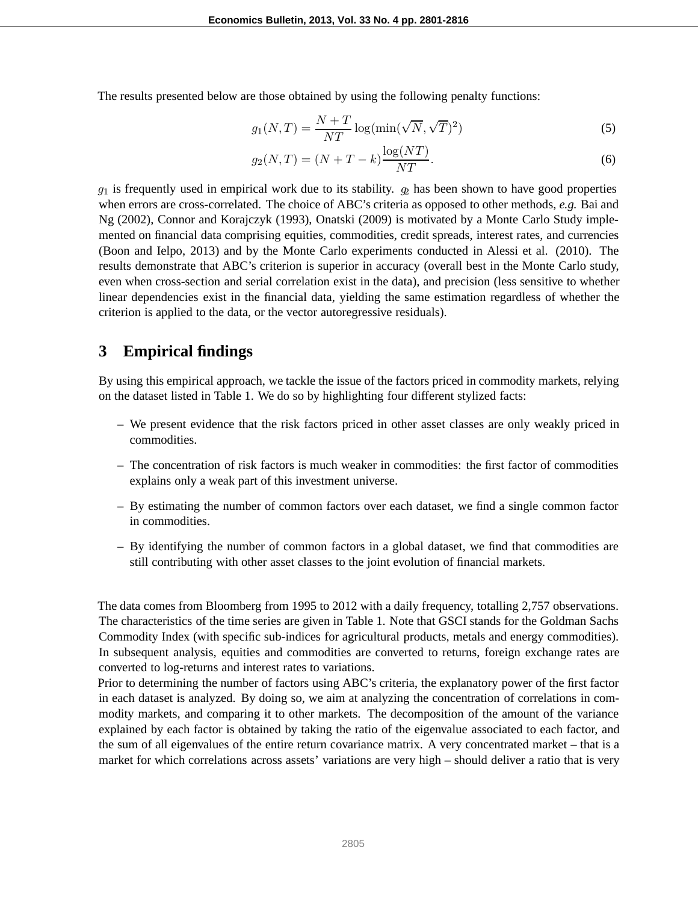The results presented below are those obtained by using the following penalty functions:

$$g_1(N,T) = \frac{N+T}{NT}\log(\min(\sqrt{N},\sqrt{T})^2) \tag{5}$$

$$g_2(N,T) = (N+T-k)\frac{\log(NT)}{NT}. \tag{6}$$

$g_1$ is frequently used in empirical work due to its stability. $g_2$ has been shown to have good properties when errors are cross-correlated. The choice of ABC's criteria as opposed to other methods, *e.g.* Bai and Ng (2002), Connor and Korajczyk (1993), Onatski (2009) is motivated by a Monte Carlo Study implemented on financial data comprising equities, commodities, credit spreads, interest rates, and currencies (Boon and Ielpo, 2013) and by the Monte Carlo experiments conducted in Alessi et al. (2010). The results demonstrate that ABC's criterion is superior in accuracy (overall best in the Monte Carlo study, even when cross-section and serial correlation exist in the data), and precision (less sensitive to whether linear dependencies exist in the financial data, yielding the same estimation regardless of whether the criterion is applied to the data, or the vector autoregressive residuals).

## 3 Empirical findings

By using this empirical approach, we tackle the issue of the factors priced in commodity markets, relying on the dataset listed in Table 1. We do so by highlighting four different stylized facts:

- We present evidence that the risk factors priced in other asset classes are only weakly priced in commodities.
- The concentration of risk factors is much weaker in commodities: the first factor of commodities explains only a weak part of this investment universe.
- By estimating the number of common factors over each dataset, we find a single common factor in commodities.
- By identifying the number of common factors in a global dataset, we find that commodities are still contributing with other asset classes to the joint evolution of financial markets.

The data comes from Bloomberg from 1995 to 2012 with a daily frequency, totalling 2,757 observations. The characteristics of the time series are given in Table 1. Note that GSCI stands for the Goldman Sachs Commodity Index (with specific sub-indices for agricultural products, metals and energy commodities). In subsequent analysis, equities and commodities are converted to returns, foreign exchange rates are converted to log-returns and interest rates to variations.

Prior to determining the number of factors using ABC's criteria, the explanatory power of the first factor in each dataset is analyzed. By doing so, we aim at analyzing the concentration of correlations in commodity markets, and comparing it to other markets. The decomposition of the amount of the variance explained by each factor is obtained by taking the ratio of the eigenvalue associated to each factor, and the sum of all eigenvalues of the entire return covariance matrix. A very concentrated market – that is a market for which correlations across assets' variations are very high – should deliver a ratio that is very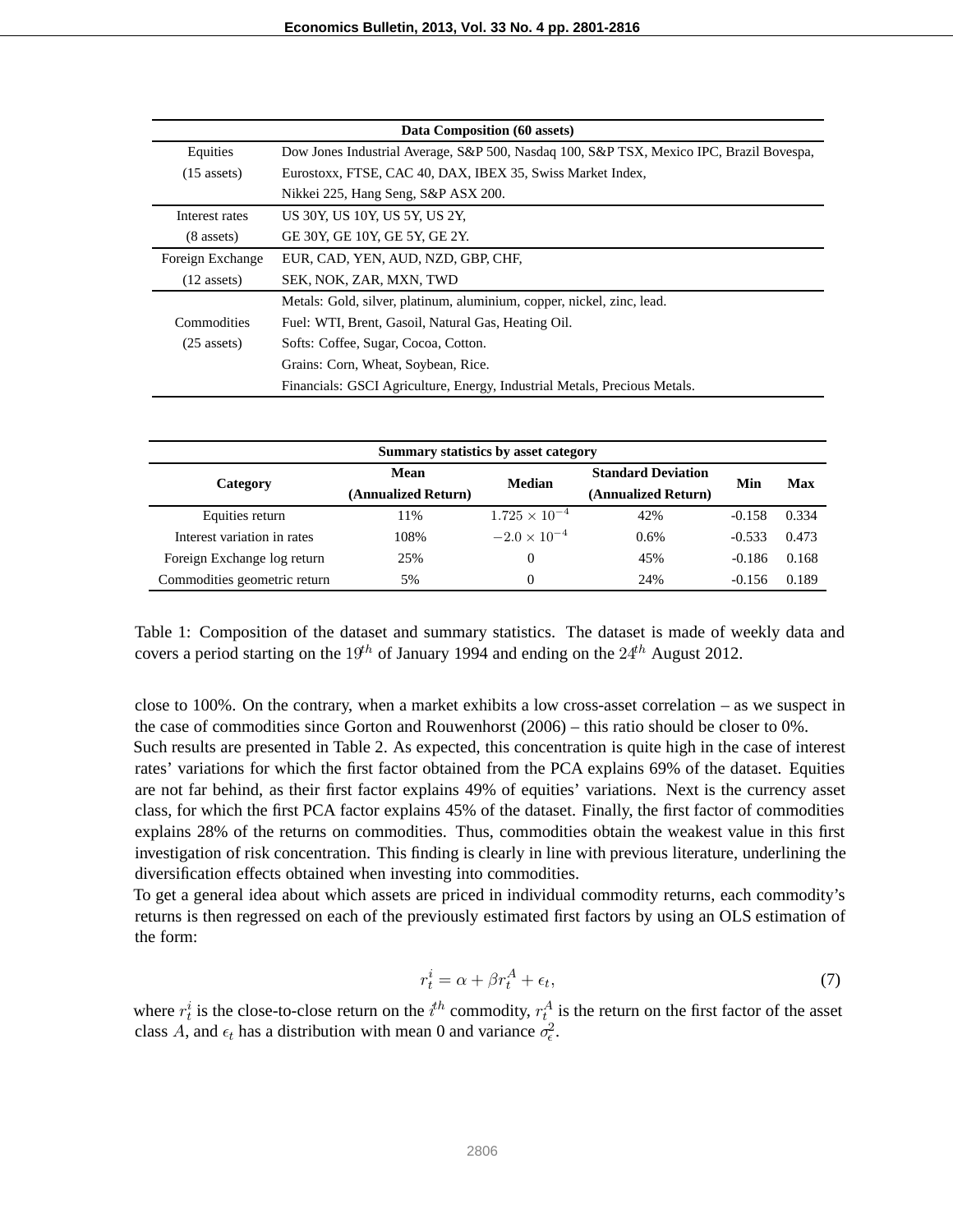| Data Composition (60 assets) | |
|---|---|
| Equities (15 assets) | Dow Jones Industrial Average, S&P 500, Nasdaq 100, S&P TSX, Mexico IPC, Brazil Bovespa, Eurostoxx, FTSE, CAC 40, DAX, IBEX 35, Swiss Market Index, Nikkei 225, Hang Seng, S&P ASX 200. |
| Interest rates (8 assets) | US 30Y, US 10Y, US 5Y, US 2Y, GE 30Y, GE 10Y, GE 5Y, GE 2Y. |
| Foreign Exchange (12 assets) | EUR, CAD, YEN, AUD, NZD, GBP, CHF, SEK, NOK, ZAR, MXN, TWD |
| Commodities (25 assets) | Metals: Gold, silver, platinum, aluminium, copper, nickel, zinc, lead. Fuel: WTI, Brent, Gasoil, Natural Gas, Heating Oil. Softs: Coffee, Sugar, Cocoa, Cotton. Grains: Corn, Wheat, Soybean, Rice. Financials: GSCI Agriculture, Energy, Industrial Metals, Precious Metals. |

| Summary statistics by asset category | | | | | |
|---|---|---|---|---|---|
| **Category** | **Mean (Annualized Return)** | **Median** | **Standard Deviation (Annualized Return)** | **Min** | **Max** |
| Equities return | 11% | $1.725 \times 10^{-4}$ | 42% | -0.158 | 0.334 |
| Interest variation in rates | 108% | $-2.0 \times 10^{-4}$ | 0.6% | -0.533 | 0.473 |
| Foreign Exchange log return | 25% | 0 | 45% | -0.186 | 0.168 |
| Commodities geometric return | 5% | 0 | 24% | -0.156 | 0.189 |

Table 1: Composition of the dataset and summary statistics. The dataset is made of weekly data and covers a period starting on the $19^{th}$ of January 1994 and ending on the $24^{th}$ August 2012.

close to 100%. On the contrary, when a market exhibits a low cross-asset correlation – as we suspect in the case of commodities since Gorton and Rouwenhorst (2006) – this ratio should be closer to 0%.

Such results are presented in Table 2. As expected, this concentration is quite high in the case of interest rates' variations for which the first factor obtained from the PCA explains 69% of the dataset. Equities are not far behind, as their first factor explains 49% of equities' variations. Next is the currency asset class, for which the first PCA factor explains 45% of the dataset. Finally, the first factor of commodities explains 28% of the returns on commodities. Thus, commodities obtain the weakest value in this first investigation of risk concentration. This finding is clearly in line with previous literature, underlining the diversification effects obtained when investing into commodities.

To get a general idea about which assets are priced in individual commodity returns, each commodity's returns is then regressed on each of the previously estimated first factors by using an OLS estimation of the form:

$$r_t^i = \alpha + \beta r_t^A + \epsilon_t, \tag{7}$$

where $r_t^i$ is the close-to-close return on the $i^{th}$ commodity, $r_t^A$ is the return on the first factor of the asset class $A$, and $\epsilon_t$ has a distribution with mean 0 and variance $\sigma_\epsilon^2$.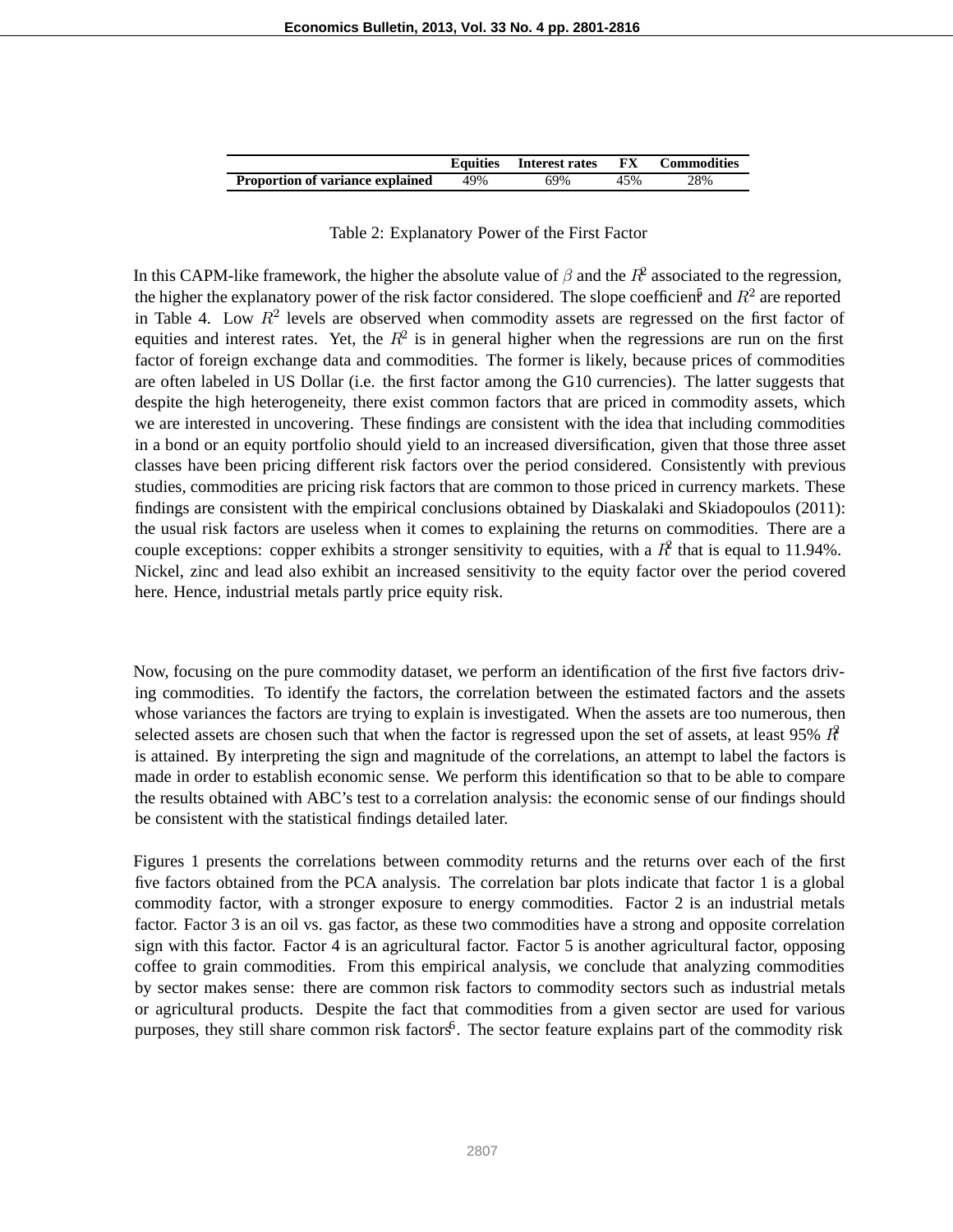|  | Equities | Interest rates | FX | Commodities |
| --- | --- | --- | --- | --- |
| **Proportion of variance explained** | 49% | 69% | 45% | 28% |

Table 2: Explanatory Power of the First Factor

In this CAPM-like framework, the higher the absolute value of $\beta$ and the $R^2$ associated to the regression, the higher the explanatory power of the risk factor considered. The slope coefficient[5] and $R^2$ are reported in Table 4. Low $R^2$ levels are observed when commodity assets are regressed on the first factor of equities and interest rates. Yet, the $R^2$ is in general higher when the regressions are run on the first factor of foreign exchange data and commodities. The former is likely, because prices of commodities are often labeled in US Dollar (i.e. the first factor among the G10 currencies). The latter suggests that despite the high heterogeneity, there exist common factors that are priced in commodity assets, which we are interested in uncovering. These findings are consistent with the idea that including commodities in a bond or an equity portfolio should yield to an increased diversification, given that those three asset classes have been pricing different risk factors over the period considered. Consistently with previous studies, commodities are pricing risk factors that are common to those priced in currency markets. These findings are consistent with the empirical conclusions obtained by Diaskalaki and Skiadopoulos (2011): the usual risk factors are useless when it comes to explaining the returns on commodities. There are a couple exceptions: copper exhibits a stronger sensitivity to equities, with a $R^2$ that is equal to 11.94%. Nickel, zinc and lead also exhibit an increased sensitivity to the equity factor over the period covered here. Hence, industrial metals partly price equity risk.

Now, focusing on the pure commodity dataset, we perform an identification of the first five factors driving commodities. To identify the factors, the correlation between the estimated factors and the assets whose variances the factors are trying to explain is investigated. When the assets are too numerous, then selected assets are chosen such that when the factor is regressed upon the set of assets, at least 95% $R^2$ is attained. By interpreting the sign and magnitude of the correlations, an attempt to label the factors is made in order to establish economic sense. We perform this identification so that to be able to compare the results obtained with ABC's test to a correlation analysis: the economic sense of our findings should be consistent with the statistical findings detailed later.

Figures 1 presents the correlations between commodity returns and the returns over each of the first five factors obtained from the PCA analysis. The correlation bar plots indicate that factor 1 is a global commodity factor, with a stronger exposure to energy commodities. Factor 2 is an industrial metals factor. Factor 3 is an oil vs. gas factor, as these two commodities have a strong and opposite correlation sign with this factor. Factor 4 is an agricultural factor. Factor 5 is another agricultural factor, opposing coffee to grain commodities. From this empirical analysis, we conclude that analyzing commodities by sector makes sense: there are common risk factors to commodity sectors such as industrial metals or agricultural products. Despite the fact that commodities from a given sector are used for various purposes, they still share common risk factors[6]. The sector feature explains part of the commodity risk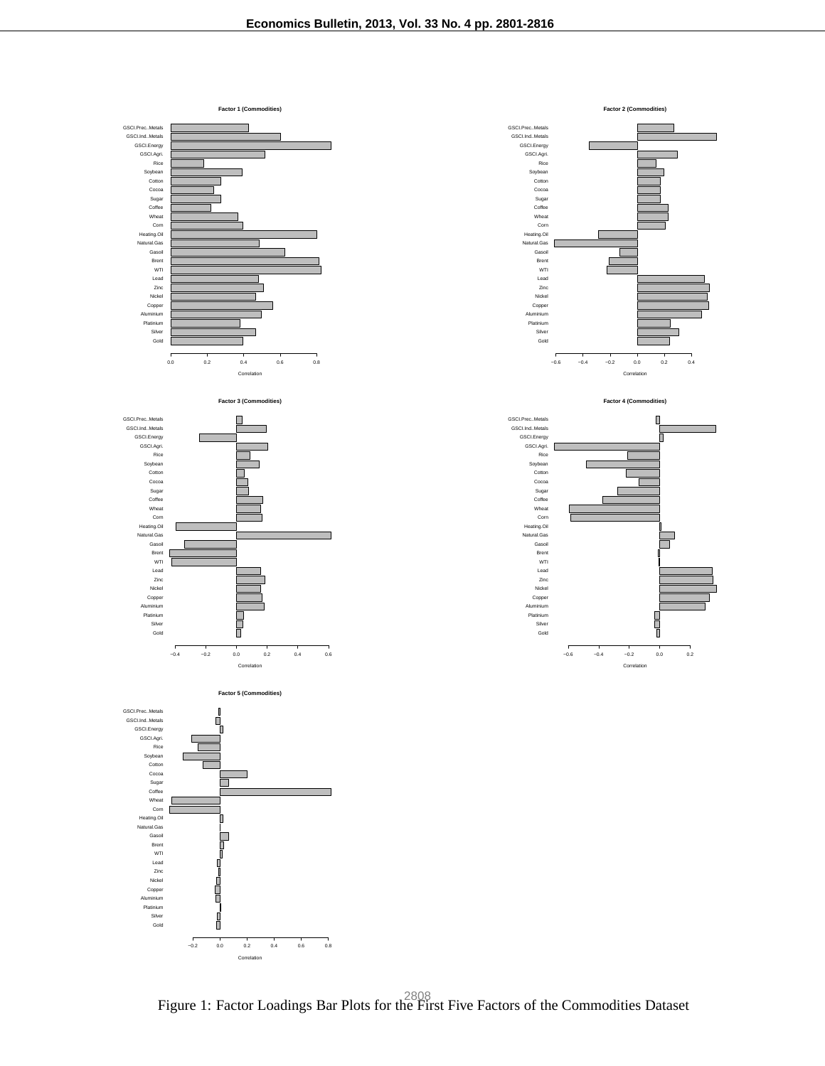Figure 1: Factor Loadings Bar Plots for the First Five Factors of the Commodities Dataset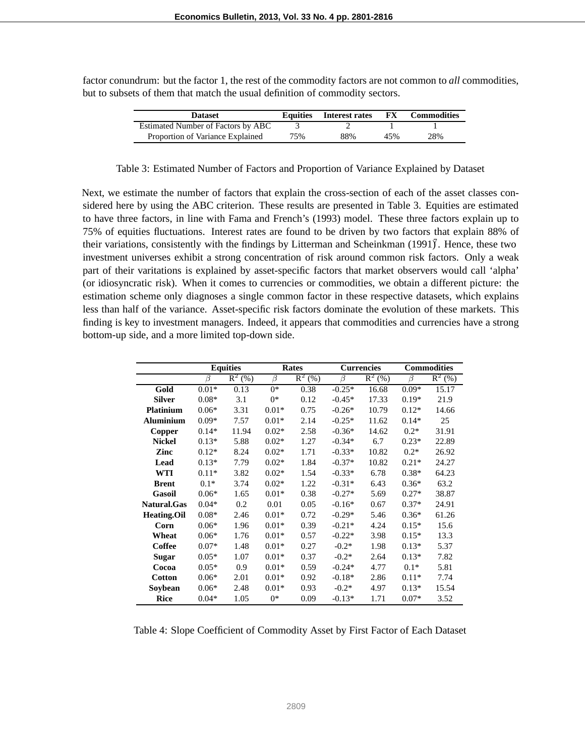factor conundrum: but the factor 1, the rest of the commodity factors are not common to *all* commodities, but to subsets of them that match the usual definition of commodity sectors.

| Dataset | Equities | Interest rates | FX | Commodities |
|---|---|---|---|---|
| Estimated Number of Factors by ABC | 3 | 2 | 1 | 1 |
| Proportion of Variance Explained | 75% | 88% | 45% | 28% |

Table 3: Estimated Number of Factors and Proportion of Variance Explained by Dataset

Next, we estimate the number of factors that explain the cross-section of each of the asset classes considered here by using the ABC criterion. These results are presented in Table 3. Equities are estimated to have three factors, in line with Fama and French's (1993) model. These three factors explain up to 75% of equities fluctuations. Interest rates are found to be driven by two factors that explain 88% of their variations, consistently with the findings by Litterman and Scheinkman (1991)7. Hence, these two investment universes exhibit a strong concentration of risk around common risk factors. Only a weak part of their varitations is explained by asset-specific factors that market observers would call 'alpha' (or idiosyncratic risk). When it comes to currencies or commodities, we obtain a different picture: the estimation scheme only diagnoses a single common factor in these respective datasets, which explains less than half of the variance. Asset-specific risk factors dominate the evolution of these markets. This finding is key to investment managers. Indeed, it appears that commodities and currencies have a strong bottom-up side, and a more limited top-down side.

| | Equities | | Rates | | Currencies | | Commodities | |
|---|---|---|---|---|---|---|---|---|
| | $\beta$ | $R^2$ (%) | $\beta$ | $R^2$ (%) | $\beta$ | $R^2$ (%) | $\beta$ | $R^2$ (%) |
| **Gold** | 0.01* | 0.13 | 0* | 0.38 | -0.25* | 16.68 | 0.09* | 15.17 |
| **Silver** | 0.08* | 3.1 | 0* | 0.12 | -0.45* | 17.33 | 0.19* | 21.9 |
| **Platinium** | 0.06* | 3.31 | 0.01* | 0.75 | -0.26* | 10.79 | 0.12* | 14.66 |
| **Aluminium** | 0.09* | 7.57 | 0.01* | 2.14 | -0.25* | 11.62 | 0.14* | 25 |
| **Copper** | 0.14* | 11.94 | 0.02* | 2.58 | -0.36* | 14.62 | 0.2* | 31.91 |
| **Nickel** | 0.13* | 5.88 | 0.02* | 1.27 | -0.34* | 6.7 | 0.23* | 22.89 |
| **Zinc** | 0.12* | 8.24 | 0.02* | 1.71 | -0.33* | 10.82 | 0.2* | 26.92 |
| **Lead** | 0.13* | 7.79 | 0.02* | 1.84 | -0.37* | 10.82 | 0.21* | 24.27 |
| **WTI** | 0.11* | 3.82 | 0.02* | 1.54 | -0.33* | 6.78 | 0.38* | 64.23 |
| **Brent** | 0.1* | 3.74 | 0.02* | 1.22 | -0.31* | 6.43 | 0.36* | 63.2 |
| **Gasoil** | 0.06* | 1.65 | 0.01* | 0.38 | -0.27* | 5.69 | 0.27* | 38.87 |
| **Natural.Gas** | 0.04* | 0.2 | 0.01 | 0.05 | -0.16* | 0.67 | 0.37* | 24.91 |
| **Heating.Oil** | 0.08* | 2.46 | 0.01* | 0.72 | -0.29* | 5.46 | 0.36* | 61.26 |
| **Corn** | 0.06* | 1.96 | 0.01* | 0.39 | -0.21* | 4.24 | 0.15* | 15.6 |
| **Wheat** | 0.06* | 1.76 | 0.01* | 0.57 | -0.22* | 3.98 | 0.15* | 13.3 |
| **Coffee** | 0.07* | 1.48 | 0.01* | 0.27 | -0.2* | 1.98 | 0.13* | 5.37 |
| **Sugar** | 0.05* | 1.07 | 0.01* | 0.37 | -0.2* | 2.64 | 0.13* | 7.82 |
| **Cocoa** | 0.05* | 0.9 | 0.01* | 0.59 | -0.24* | 4.77 | 0.1* | 5.81 |
| **Cotton** | 0.06* | 2.01 | 0.01* | 0.92 | -0.18* | 2.86 | 0.11* | 7.74 |
| **Soybean** | 0.06* | 2.48 | 0.01* | 0.93 | -0.2* | 4.97 | 0.13* | 15.54 |
| **Rice** | 0.04* | 1.05 | 0* | 0.09 | -0.13* | 1.71 | 0.07* | 3.52 |

Table 4: Slope Coefficient of Commodity Asset by First Factor of Each Dataset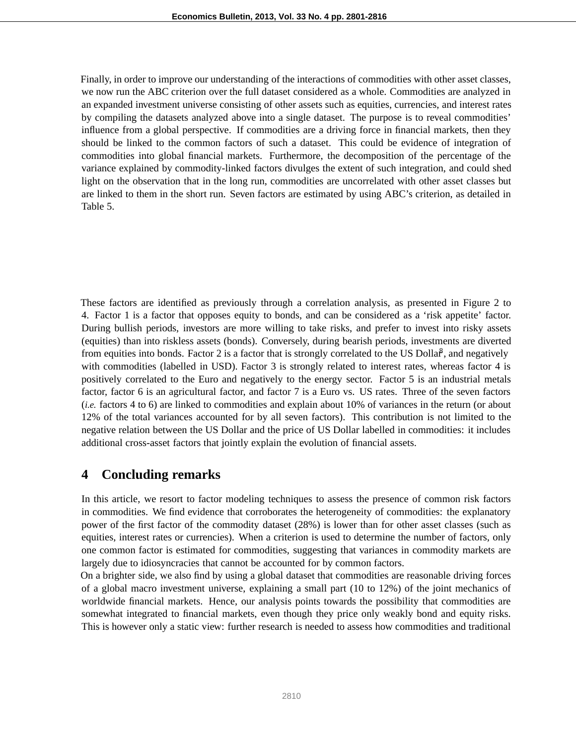Finally, in order to improve our understanding of the interactions of commodities with other asset classes, we now run the ABC criterion over the full dataset considered as a whole. Commodities are analyzed in an expanded investment universe consisting of other assets such as equities, currencies, and interest rates by compiling the datasets analyzed above into a single dataset. The purpose is to reveal commodities' influence from a global perspective. If commodities are a driving force in financial markets, then they should be linked to the common factors of such a dataset. This could be evidence of integration of commodities into global financial markets. Furthermore, the decomposition of the percentage of the variance explained by commodity-linked factors divulges the extent of such integration, and could shed light on the observation that in the long run, commodities are uncorrelated with other asset classes but are linked to them in the short run. Seven factors are estimated by using ABC's criterion, as detailed in Table 5.

These factors are identified as previously through a correlation analysis, as presented in Figure 2 to 4. Factor 1 is a factor that opposes equity to bonds, and can be considered as a 'risk appetite' factor. During bullish periods, investors are more willing to take risks, and prefer to invest into risky assets (equities) than into riskless assets (bonds). Conversely, during bearish periods, investments are diverted from equities into bonds. Factor 2 is a factor that is strongly correlated to the US Dollar[8], and negatively with commodities (labelled in USD). Factor 3 is strongly related to interest rates, whereas factor 4 is positively correlated to the Euro and negatively to the energy sector. Factor 5 is an industrial metals factor, factor 6 is an agricultural factor, and factor 7 is a Euro vs. US rates. Three of the seven factors (*i.e.* factors 4 to 6) are linked to commodities and explain about 10% of variances in the return (or about 12% of the total variances accounted for by all seven factors). This contribution is not limited to the negative relation between the US Dollar and the price of US Dollar labelled in commodities: it includes additional cross-asset factors that jointly explain the evolution of financial assets.

## 4 Concluding remarks

In this article, we resort to factor modeling techniques to assess the presence of common risk factors in commodities. We find evidence that corroborates the heterogeneity of commodities: the explanatory power of the first factor of the commodity dataset (28%) is lower than for other asset classes (such as equities, interest rates or currencies). When a criterion is used to determine the number of factors, only one common factor is estimated for commodities, suggesting that variances in commodity markets are largely due to idiosyncracies that cannot be accounted for by common factors.

On a brighter side, we also find by using a global dataset that commodities are reasonable driving forces of a global macro investment universe, explaining a small part (10 to 12%) of the joint mechanics of worldwide financial markets. Hence, our analysis points towards the possibility that commodities are somewhat integrated to financial markets, even though they price only weakly bond and equity risks. This is however only a static view: further research is needed to assess how commodities and traditional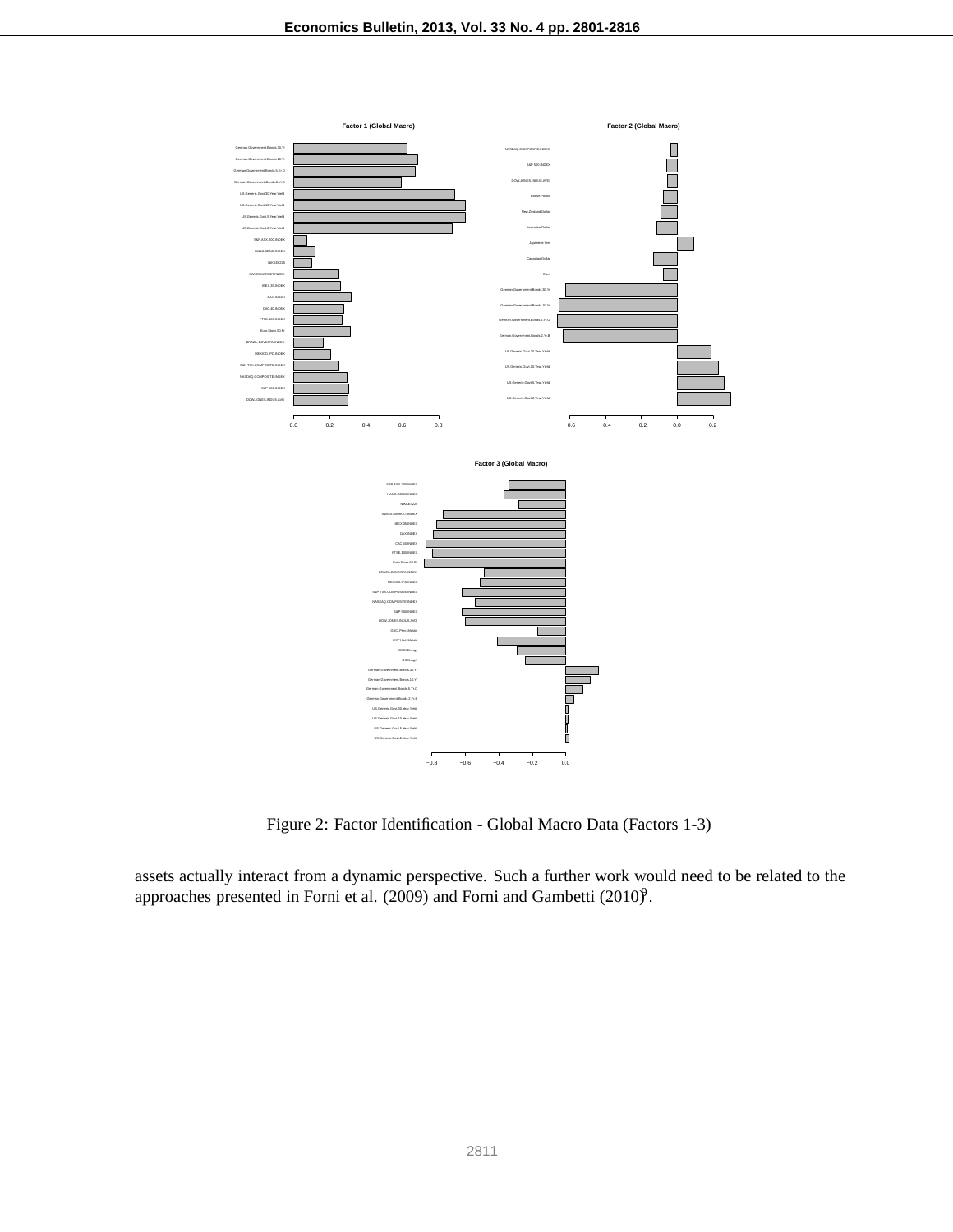Figure 2: Factor Identification - Global Macro Data (Factors 1-3)

assets actually interact from a dynamic perspective. Such a further work would need to be related to the approaches presented in Forni et al. (2009) and Forni and Gambetti (2010)[9].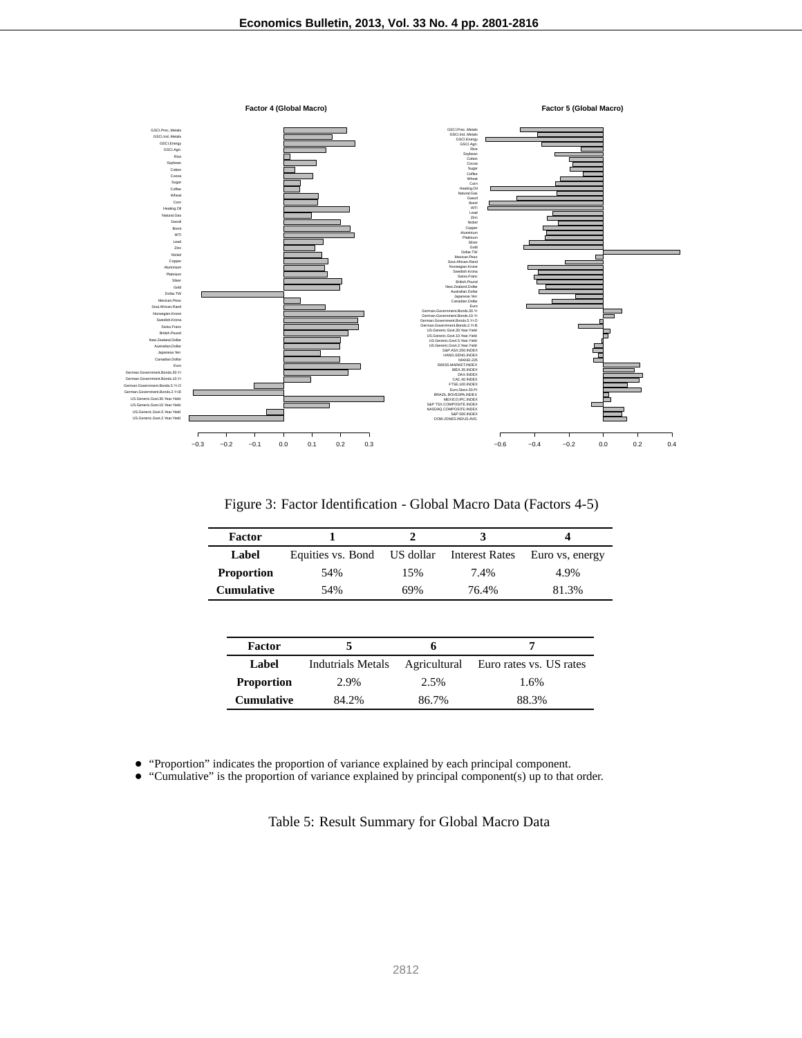Figure 3: Factor Identification - Global Macro Data (Factors 4-5)

| Factor | 1 | 2 | 3 | 4 |
|---|---|---|---|---|
| Label | Equities vs. Bond | US dollar | Interest Rates | Euro vs, energy |
| Proportion | 54% | 15% | 7.4% | 4.9% |
| Cumulative | 54% | 69% | 76.4% | 81.3% |

| Factor | 5 | 6 | 7 |
|---|---|---|---|
| Label | Indutrials Metals | Agricultural | Euro rates vs. US rates |
| Proportion | 2.9% | 2.5% | 1.6% |
| Cumulative | 84.2% | 86.7% | 88.3% |

- "Proportion" indicates the proportion of variance explained by each principal component.
- "Cumulative" is the proportion of variance explained by principal component(s) up to that order.

Table 5: Result Summary for Global Macro Data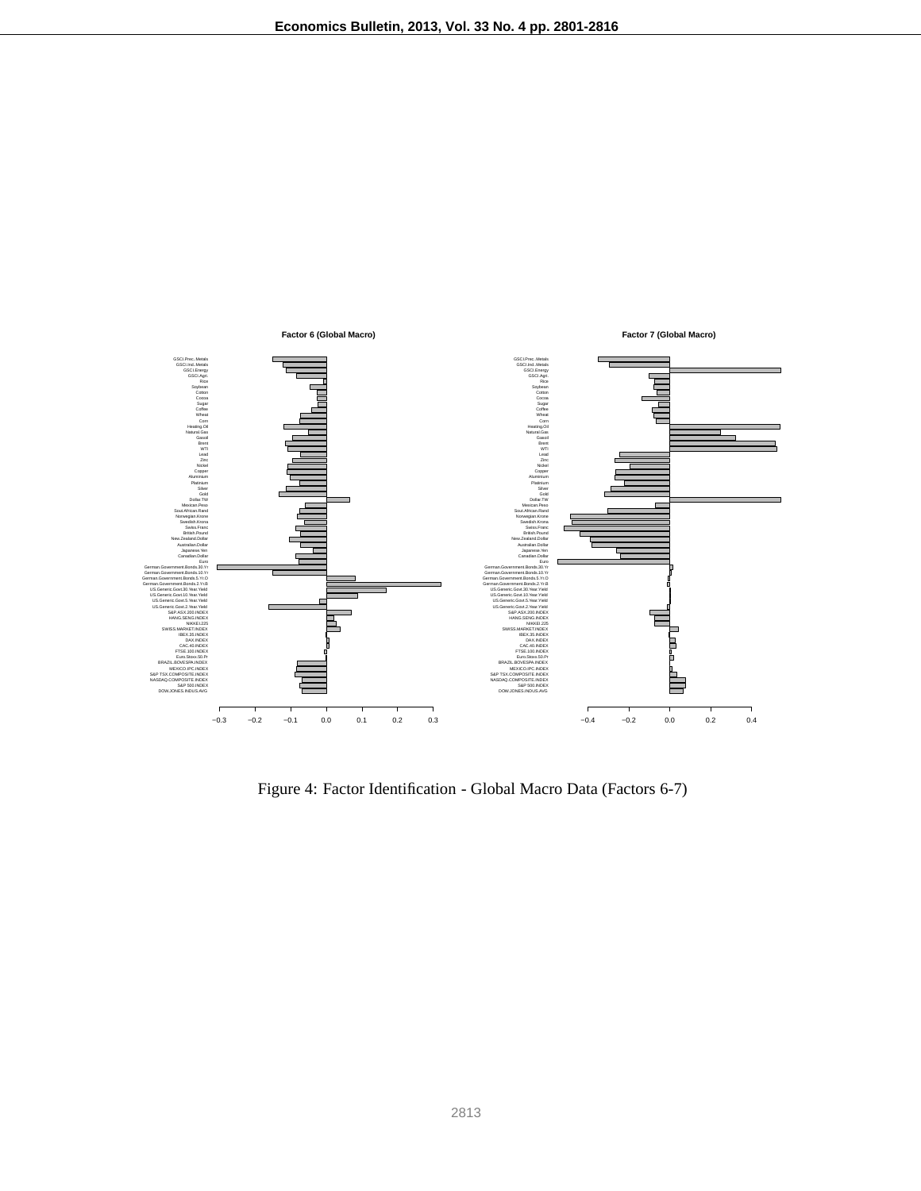Figure 4: Factor Identification - Global Macro Data (Factors 6-7)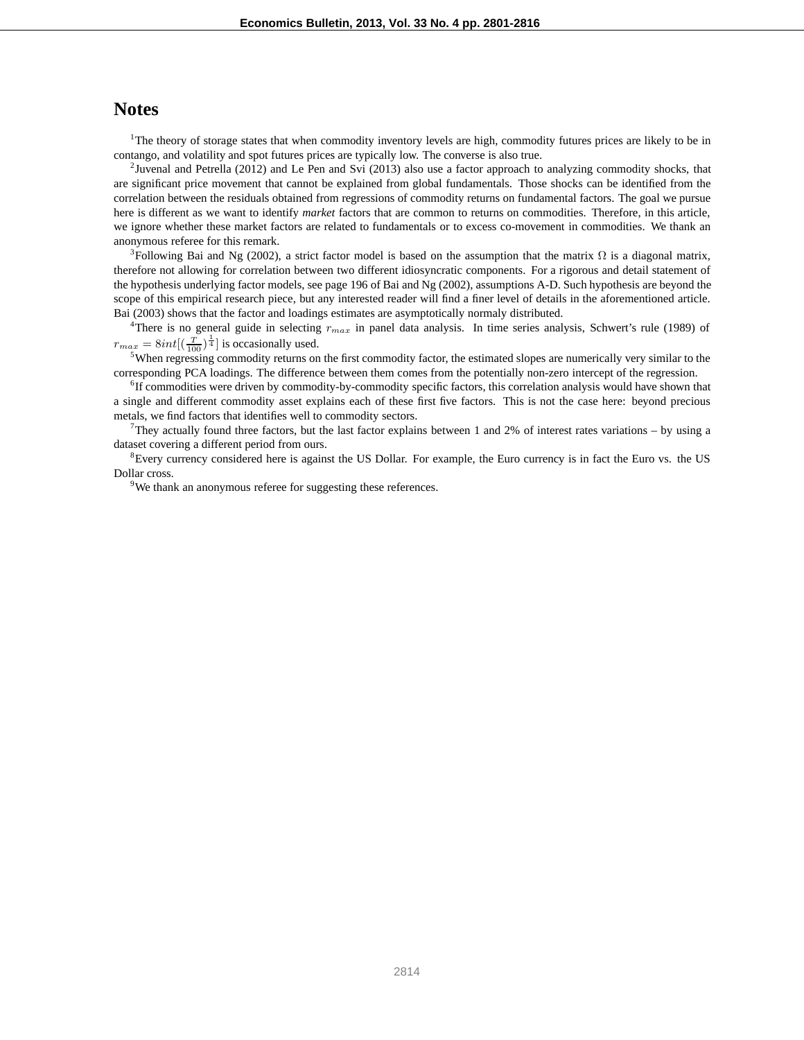# Notes

[1]The theory of storage states that when commodity inventory levels are high, commodity futures prices are likely to be in contango, and volatility and spot futures prices are typically low. The converse is also true.

[2]Juvenal and Petrella (2012) and Le Pen and Svi (2013) also use a factor approach to analyzing commodity shocks, that are significant price movement that cannot be explained from global fundamentals. Those shocks can be identified from the correlation between the residuals obtained from regressions of commodity returns on fundamental factors. The goal we pursue here is different as we want to identify *market* factors that are common to returns on commodities. Therefore, in this article, we ignore whether these market factors are related to fundamentals or to excess co-movement in commodities. We thank an anonymous referee for this remark.

[3]Following Bai and Ng (2002), a strict factor model is based on the assumption that the matrix $\Omega$ is a diagonal matrix, therefore not allowing for correlation between two different idiosyncratic components. For a rigorous and detail statement of the hypothesis underlying factor models, see page 196 of Bai and Ng (2002), assumptions A-D. Such hypothesis are beyond the scope of this empirical research piece, but any interested reader will find a finer level of details in the aforementioned article. Bai (2003) shows that the factor and loadings estimates are asymptotically normaly distributed.

[4]There is no general guide in selecting $r_{max}$ in panel data analysis. In time series analysis, Schwert's rule (1989) of $r_{max} = 8int[(\frac{T}{100})^{\frac{1}{4}}]$ is occasionally used.

[5]When regressing commodity returns on the first commodity factor, the estimated slopes are numerically very similar to the corresponding PCA loadings. The difference between them comes from the potentially non-zero intercept of the regression.

[6]If commodities were driven by commodity-by-commodity specific factors, this correlation analysis would have shown that a single and different commodity asset explains each of these first five factors. This is not the case here: beyond precious metals, we find factors that identifies well to commodity sectors.

[7]They actually found three factors, but the last factor explains between 1 and 2% of interest rates variations – by using a dataset covering a different period from ours.

[8]Every currency considered here is against the US Dollar. For example, the Euro currency is in fact the Euro vs. the US Dollar cross.

[9]We thank an anonymous referee for suggesting these references.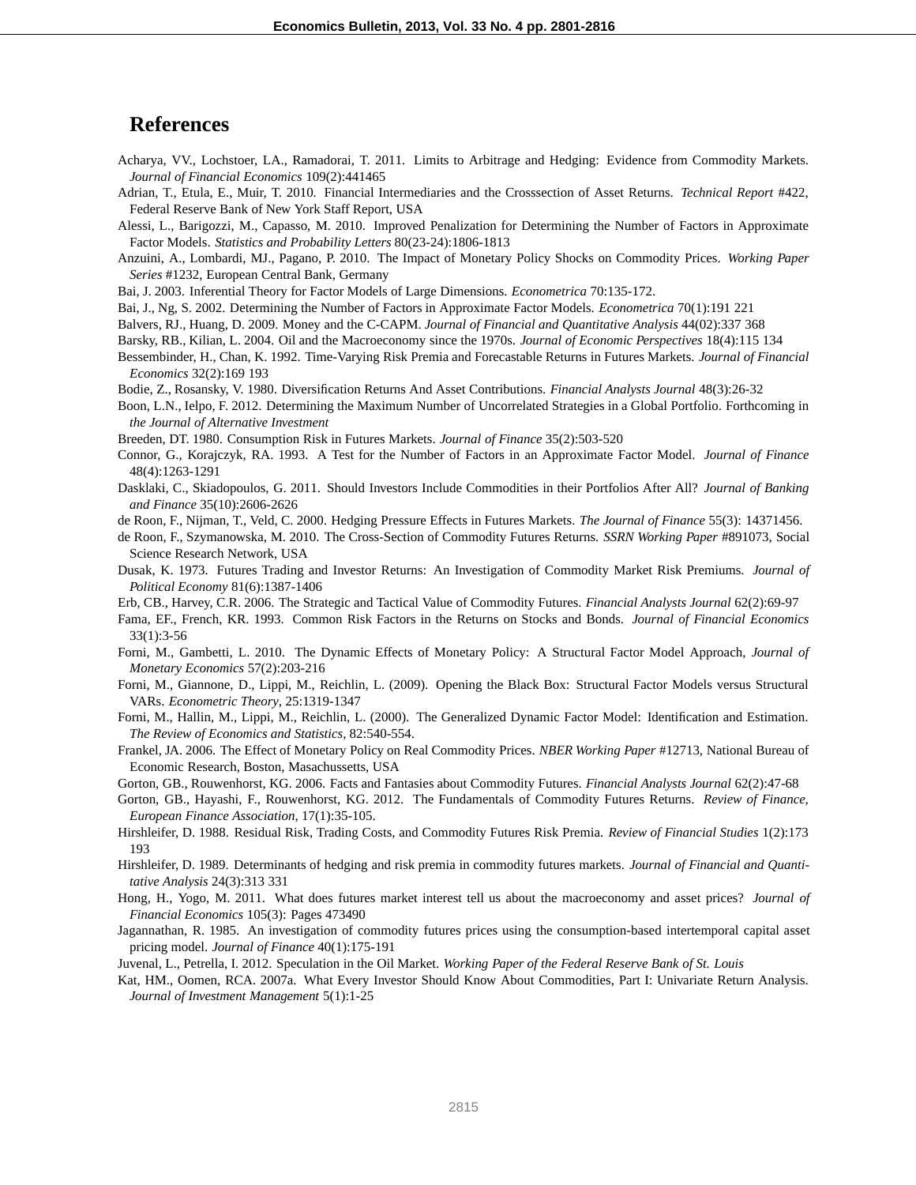# References

Acharya, VV., Lochstoer, LA., Ramadorai, T. 2011. Limits to Arbitrage and Hedging: Evidence from Commodity Markets. *Journal of Financial Economics* 109(2):441465

Adrian, T., Etula, E., Muir, T. 2010. Financial Intermediaries and the Crosssection of Asset Returns. *Technical Report* #422, Federal Reserve Bank of New York Staff Report, USA

Alessi, L., Barigozzi, M., Capasso, M. 2010. Improved Penalization for Determining the Number of Factors in Approximate Factor Models. *Statistics and Probability Letters* 80(23-24):1806-1813

Anzuini, A., Lombardi, MJ., Pagano, P. 2010. The Impact of Monetary Policy Shocks on Commodity Prices. *Working Paper Series* #1232, European Central Bank, Germany

Bai, J. 2003. Inferential Theory for Factor Models of Large Dimensions. *Econometrica* 70:135-172.

Bai, J., Ng, S. 2002. Determining the Number of Factors in Approximate Factor Models. *Econometrica* 70(1):191 221

Balvers, RJ., Huang, D. 2009. Money and the C-CAPM. *Journal of Financial and Quantitative Analysis* 44(02):337 368

Barsky, RB., Kilian, L. 2004. Oil and the Macroeconomy since the 1970s. *Journal of Economic Perspectives* 18(4):115 134

Bessembinder, H., Chan, K. 1992. Time-Varying Risk Premia and Forecastable Returns in Futures Markets. *Journal of Financial Economics* 32(2):169 193

Bodie, Z., Rosansky, V. 1980. Diversification Returns And Asset Contributions. *Financial Analysts Journal* 48(3):26-32

Boon, L.N., Ielpo, F. 2012. Determining the Maximum Number of Uncorrelated Strategies in a Global Portfolio. Forthcoming in *the Journal of Alternative Investment*

Breeden, DT. 1980. Consumption Risk in Futures Markets. *Journal of Finance* 35(2):503-520

Connor, G., Korajczyk, RA. 1993. A Test for the Number of Factors in an Approximate Factor Model. *Journal of Finance* 48(4):1263-1291

Dasklaki, C., Skiadopoulos, G. 2011. Should Investors Include Commodities in their Portfolios After All? *Journal of Banking and Finance* 35(10):2606-2626

de Roon, F., Nijman, T., Veld, C. 2000. Hedging Pressure Effects in Futures Markets. *The Journal of Finance* 55(3): 14371456.

de Roon, F., Szymanowska, M. 2010. The Cross-Section of Commodity Futures Returns. *SSRN Working Paper* #891073, Social Science Research Network, USA

Dusak, K. 1973. Futures Trading and Investor Returns: An Investigation of Commodity Market Risk Premiums. *Journal of Political Economy* 81(6):1387-1406

Erb, CB., Harvey, C.R. 2006. The Strategic and Tactical Value of Commodity Futures. *Financial Analysts Journal* 62(2):69-97

Fama, EF., French, KR. 1993. Common Risk Factors in the Returns on Stocks and Bonds. *Journal of Financial Economics* 33(1):3-56

Forni, M., Gambetti, L. 2010. The Dynamic Effects of Monetary Policy: A Structural Factor Model Approach, *Journal of Monetary Economics* 57(2):203-216

Forni, M., Giannone, D., Lippi, M., Reichlin, L. (2009). Opening the Black Box: Structural Factor Models versus Structural VARs. *Econometric Theory*, 25:1319-1347

Forni, M., Hallin, M., Lippi, M., Reichlin, L. (2000). The Generalized Dynamic Factor Model: Identification and Estimation. *The Review of Economics and Statistics*, 82:540-554.

Frankel, JA. 2006. The Effect of Monetary Policy on Real Commodity Prices. *NBER Working Paper* #12713, National Bureau of Economic Research, Boston, Massachussetts, USA

Gorton, GB., Rouwenhorst, KG. 2006. Facts and Fantasies about Commodity Futures. *Financial Analysts Journal* 62(2):47-68

Gorton, GB., Hayashi, F., Rouwenhorst, KG. 2012. The Fundamentals of Commodity Futures Returns. *Review of Finance, European Finance Association*, 17(1):35-105.

Hirshleifer, D. 1988. Residual Risk, Trading Costs, and Commodity Futures Risk Premia. *Review of Financial Studies* 1(2):173 193

Hirshleifer, D. 1989. Determinants of hedging and risk premia in commodity futures markets. *Journal of Financial and Quantitative Analysis* 24(3):313 331

Hong, H., Yogo, M. 2011. What does futures market interest tell us about the macroeconomy and asset prices? *Journal of Financial Economics* 105(3): Pages 473490

Jagannathan, R. 1985. An investigation of commodity futures prices using the consumption-based intertemporal capital asset pricing model. *Journal of Finance* 40(1):175-191

Juvenal, L., Petrella, I. 2012. Speculation in the Oil Market. *Working Paper of the Federal Reserve Bank of St. Louis*

Kat, HM., Oomen, RCA. 2007a. What Every Investor Should Know About Commodities, Part I: Univariate Return Analysis. *Journal of Investment Management* 5(1):1-25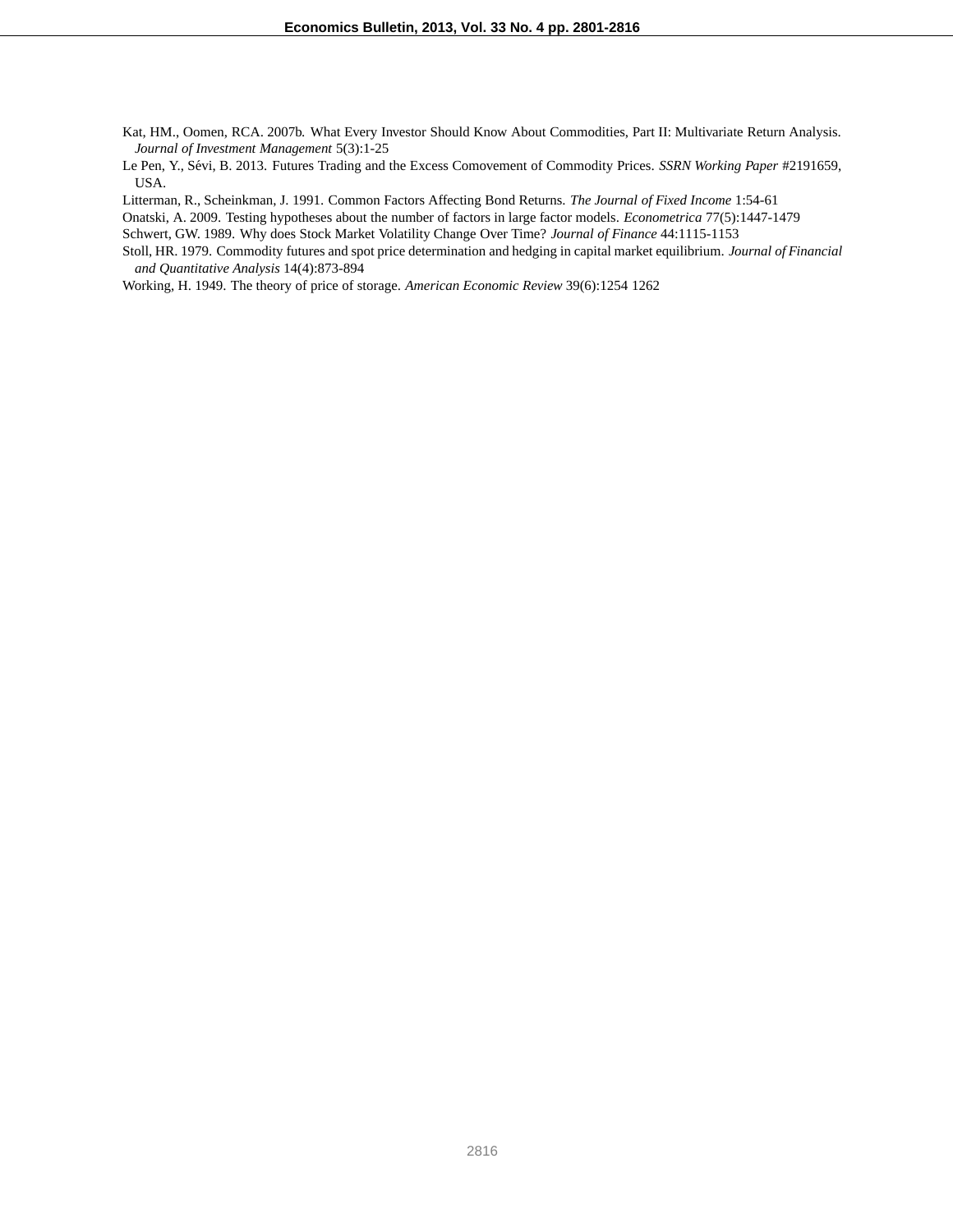Kat, HM., Oomen, RCA. 2007b. What Every Investor Should Know About Commodities, Part II: Multivariate Return Analysis. *Journal of Investment Management* 5(3):1-25

Le Pen, Y., Sévi, B. 2013. Futures Trading and the Excess Comovement of Commodity Prices. *SSRN Working Paper* #2191659, USA.

Litterman, R., Scheinkman, J. 1991. Common Factors Affecting Bond Returns. *The Journal of Fixed Income* 1:54-61

Onatski, A. 2009. Testing hypotheses about the number of factors in large factor models. *Econometrica* 77(5):1447-1479

Schwert, GW. 1989. Why does Stock Market Volatility Change Over Time? *Journal of Finance* 44:1115-1153

Stoll, HR. 1979. Commodity futures and spot price determination and hedging in capital market equilibrium. *Journal of Financial and Quantitative Analysis* 14(4):873-894

Working, H. 1949. The theory of price of storage. *American Economic Review* 39(6):1254 1262